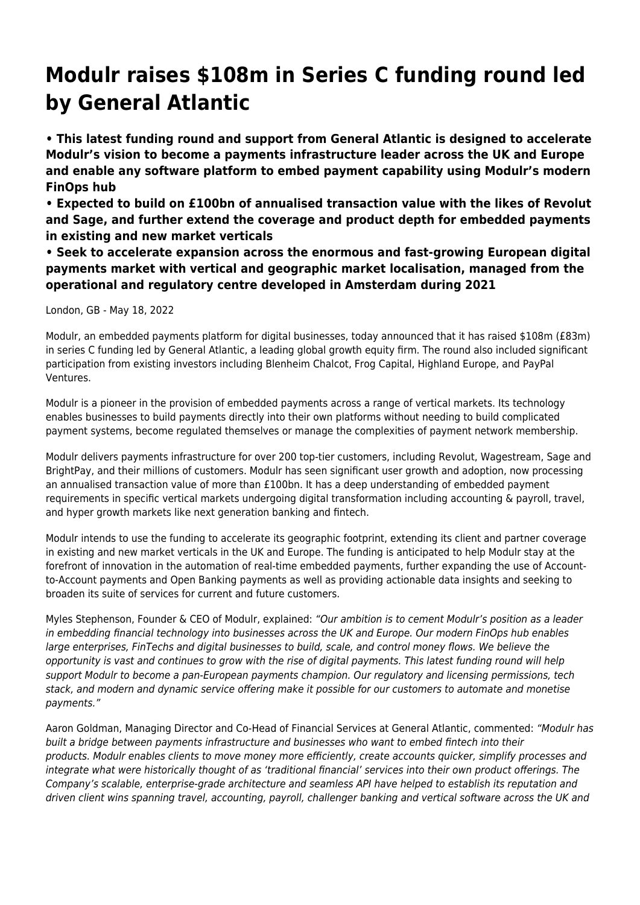# Modulr raises $108m in Series C funding round led by General Atlantic

**• This latest funding round and support from General Atlantic is designed to accelerate Modulr's vision to become a payments infrastructure leader across the UK and Europe and enable any software platform to embed payment capability using Modulr's modern FinOps hub**
**• Expected to build on £100bn of annualised transaction value with the likes of Revolut and Sage, and further extend the coverage and product depth for embedded payments in existing and new market verticals**
**• Seek to accelerate expansion across the enormous and fast-growing European digital payments market with vertical and geographic market localisation, managed from the operational and regulatory centre developed in Amsterdam during 2021**

London, GB - May 18, 2022

Modulr, an embedded payments platform for digital businesses, today announced that it has raised $108m (£83m) in series C funding led by General Atlantic, a leading global growth equity firm. The round also included significant participation from existing investors including Blenheim Chalcot, Frog Capital, Highland Europe, and PayPal Ventures.

Modulr is a pioneer in the provision of embedded payments across a range of vertical markets. Its technology enables businesses to build payments directly into their own platforms without needing to build complicated payment systems, become regulated themselves or manage the complexities of payment network membership.

Modulr delivers payments infrastructure for over 200 top-tier customers, including Revolut, Wagestream, Sage and BrightPay, and their millions of customers. Modulr has seen significant user growth and adoption, now processing an annualised transaction value of more than £100bn. It has a deep understanding of embedded payment requirements in specific vertical markets undergoing digital transformation including accounting & payroll, travel, and hyper growth markets like next generation banking and fintech.

Modulr intends to use the funding to accelerate its geographic footprint, extending its client and partner coverage in existing and new market verticals in the UK and Europe. The funding is anticipated to help Modulr stay at the forefront of innovation in the automation of real-time embedded payments, further expanding the use of Account-to-Account payments and Open Banking payments as well as providing actionable data insights and seeking to broaden its suite of services for current and future customers.

Myles Stephenson, Founder & CEO of Modulr, explained: *"Our ambition is to cement Modulr's position as a leader in embedding financial technology into businesses across the UK and Europe. Our modern FinOps hub enables large enterprises, FinTechs and digital businesses to build, scale, and control money flows. We believe the opportunity is vast and continues to grow with the rise of digital payments. This latest funding round will help support Modulr to become a pan-European payments champion. Our regulatory and licensing permissions, tech stack, and modern and dynamic service offering make it possible for our customers to automate and monetise payments."*

Aaron Goldman, Managing Director and Co-Head of Financial Services at General Atlantic, commented: *"Modulr has built a bridge between payments infrastructure and businesses who want to embed fintech into their products. Modulr enables clients to move money more efficiently, create accounts quicker, simplify processes and integrate what were historically thought of as 'traditional financial' services into their own product offerings. The Company's scalable, enterprise-grade architecture and seamless API have helped to establish its reputation and driven client wins spanning travel, accounting, payroll, challenger banking and vertical software across the UK and*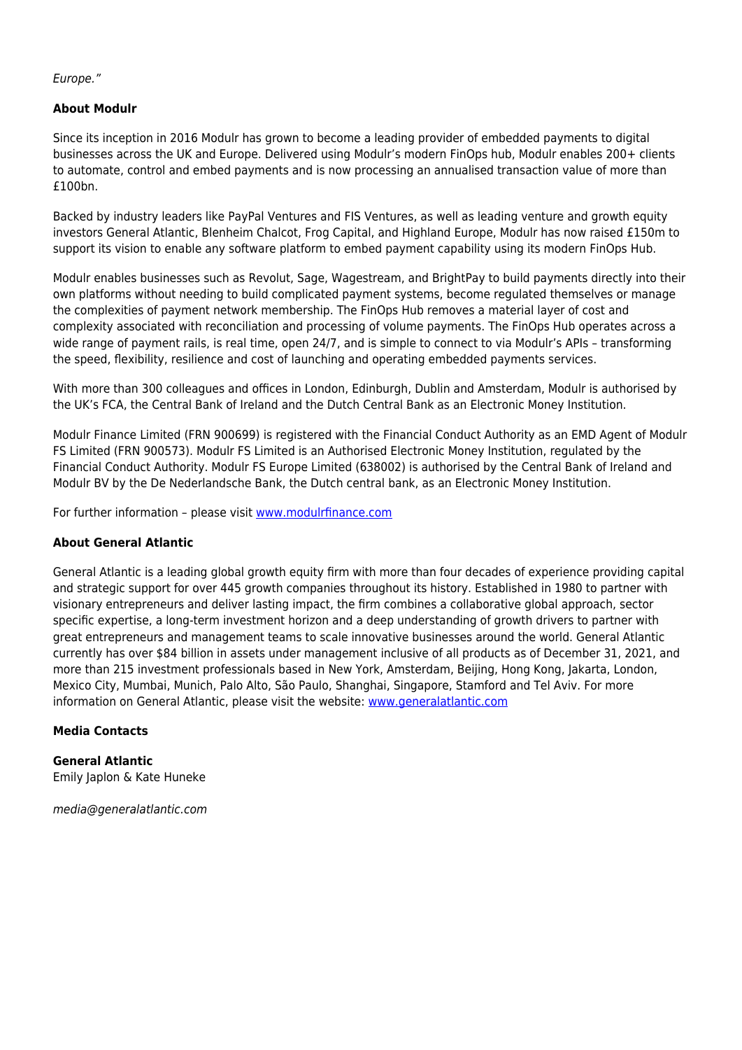*Europe."*

**About Modulr**

Since its inception in 2016 Modulr has grown to become a leading provider of embedded payments to digital businesses across the UK and Europe. Delivered using Modulr's modern FinOps hub, Modulr enables 200+ clients to automate, control and embed payments and is now processing an annualised transaction value of more than £100bn.

Backed by industry leaders like PayPal Ventures and FIS Ventures, as well as leading venture and growth equity investors General Atlantic, Blenheim Chalcot, Frog Capital, and Highland Europe, Modulr has now raised £150m to support its vision to enable any software platform to embed payment capability using its modern FinOps Hub.

Modulr enables businesses such as Revolut, Sage, Wagestream, and BrightPay to build payments directly into their own platforms without needing to build complicated payment systems, become regulated themselves or manage the complexities of payment network membership. The FinOps Hub removes a material layer of cost and complexity associated with reconciliation and processing of volume payments. The FinOps Hub operates across a wide range of payment rails, is real time, open 24/7, and is simple to connect to via Modulr's APIs – transforming the speed, flexibility, resilience and cost of launching and operating embedded payments services.

With more than 300 colleagues and offices in London, Edinburgh, Dublin and Amsterdam, Modulr is authorised by the UK's FCA, the Central Bank of Ireland and the Dutch Central Bank as an Electronic Money Institution.

Modulr Finance Limited (FRN 900699) is registered with the Financial Conduct Authority as an EMD Agent of Modulr FS Limited (FRN 900573). Modulr FS Limited is an Authorised Electronic Money Institution, regulated by the Financial Conduct Authority. Modulr FS Europe Limited (638002) is authorised by the Central Bank of Ireland and Modulr BV by the De Nederlandsche Bank, the Dutch central bank, as an Electronic Money Institution.

For further information – please visit [www.modulrfinance.com](http://www.modulrfinance.com)

**About General Atlantic**

General Atlantic is a leading global growth equity firm with more than four decades of experience providing capital and strategic support for over 445 growth companies throughout its history. Established in 1980 to partner with visionary entrepreneurs and deliver lasting impact, the firm combines a collaborative global approach, sector specific expertise, a long-term investment horizon and a deep understanding of growth drivers to partner with great entrepreneurs and management teams to scale innovative businesses around the world. General Atlantic currently has over $84 billion in assets under management inclusive of all products as of December 31, 2021, and more than 215 investment professionals based in New York, Amsterdam, Beijing, Hong Kong, Jakarta, London, Mexico City, Mumbai, Munich, Palo Alto, São Paulo, Shanghai, Singapore, Stamford and Tel Aviv. For more information on General Atlantic, please visit the website: [www.generalatlantic.com](http://www.generalatlantic.com)

**Media Contacts**

**General Atlantic**
Emily Japlon & Kate Huneke

*media@generalatlantic.com*